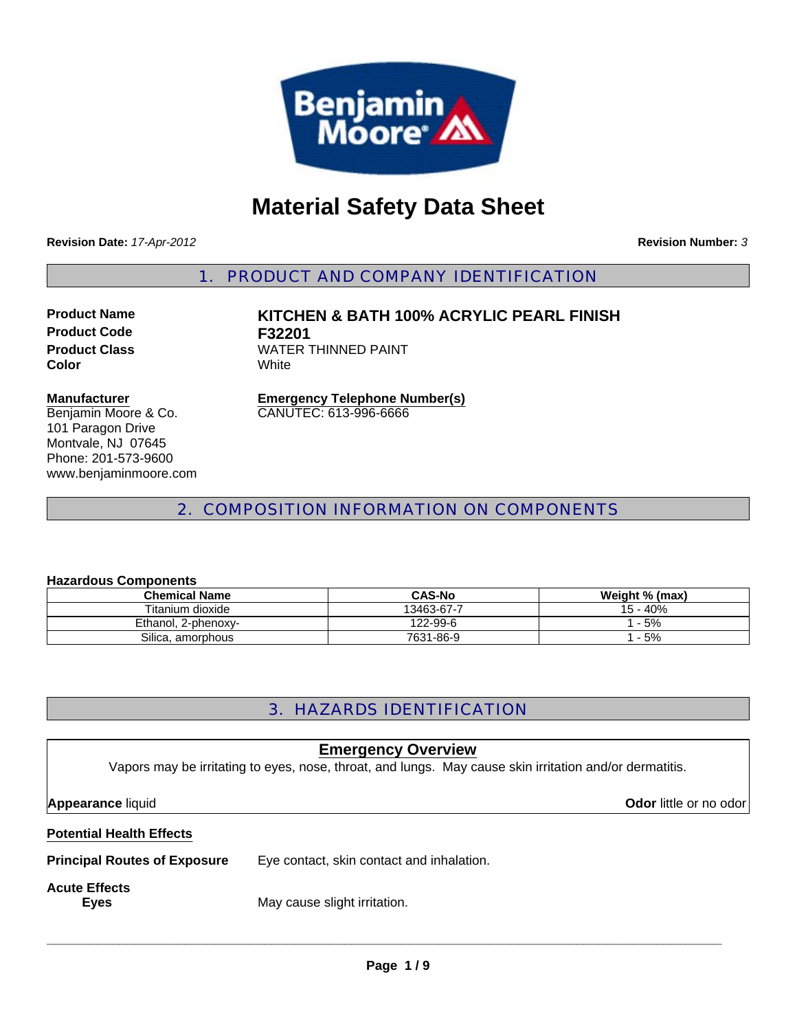# Material Safety Data Sheet

**Revision Date:** *17-Apr-2012* **Revision Number:** *3*

## 1. PRODUCT AND COMPANY IDENTIFICATION

**Product Name** **KITCHEN & BATH 100% ACRYLIC PEARL FINISH**
**Product Code** **F32201**
**Product Class** WATER THINNED PAINT
**Color** White

**Manufacturer**
Benjamin Moore & Co.
101 Paragon Drive
Montvale, NJ 07645
Phone: 201-573-9600
www.benjaminmoore.com

**Emergency Telephone Number(s)**
CANUTEC: 613-996-6666

## 2. COMPOSITION INFORMATION ON COMPONENTS

**Hazardous Components**

| Chemical Name | CAS-No | Weight % (max) |
|---|---|---|
| Titanium dioxide | 13463-67-7 | 15 - 40% |
| Ethanol, 2-phenoxy- | 122-99-6 | 1 - 5% |
| Silica, amorphous | 7631-86-9 | 1 - 5% |

## 3. HAZARDS IDENTIFICATION

**Emergency Overview**

Vapors may be irritating to eyes, nose, throat, and lungs. May cause skin irritation and/or dermatitis.

**Appearance** liquid **Odor** little or no odor

**Potential Health Effects**

**Principal Routes of Exposure** Eye contact, skin contact and inhalation.

**Acute Effects**
**Eyes** May cause slight irritation.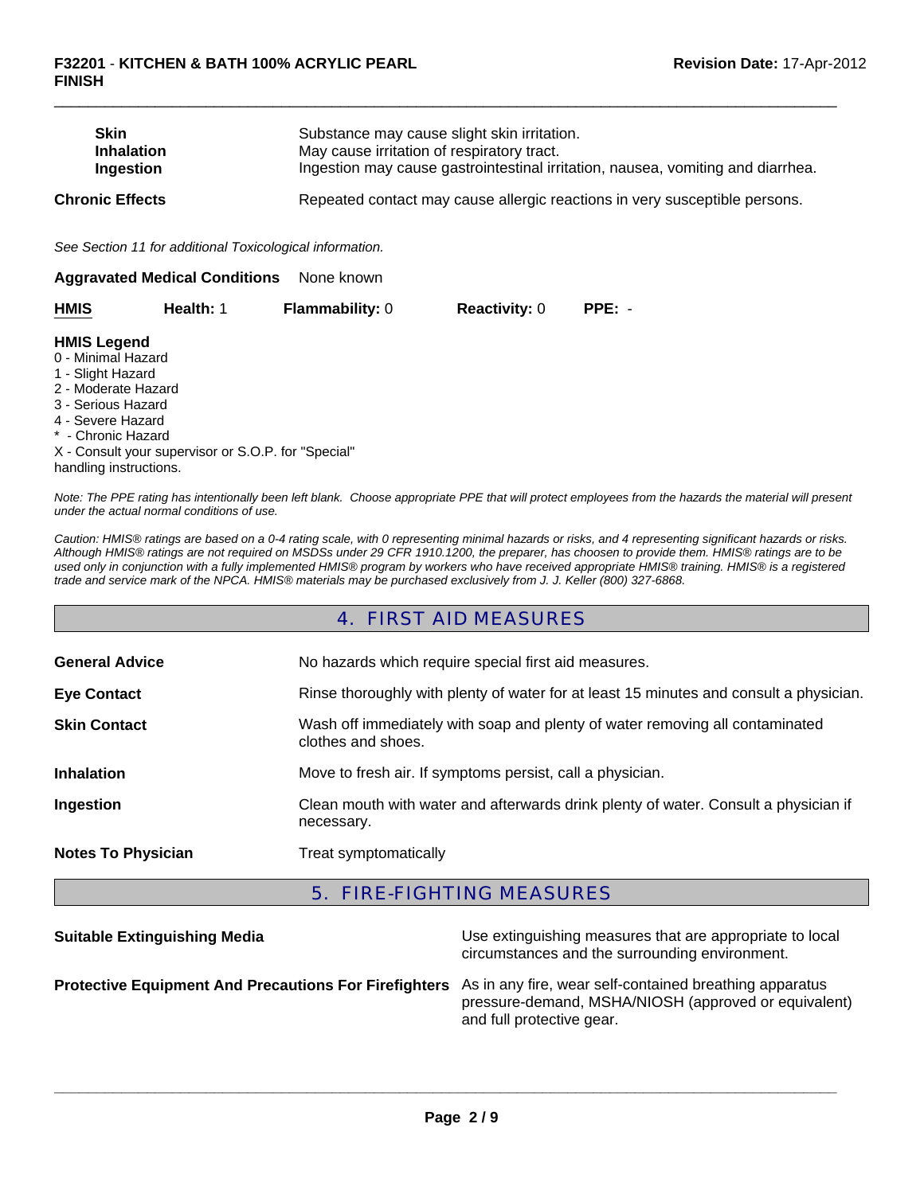| | |
|---|---|
| **Skin** | Substance may cause slight skin irritation. |
| **Inhalation** | May cause irritation of respiratory tract. |
| **Ingestion** | Ingestion may cause gastrointestinal irritation, nausea, vomiting and diarrhea. |

**Chronic Effects** Repeated contact may cause allergic reactions in very susceptible persons.

*See Section 11 for additional Toxicological information.*

**Aggravated Medical Conditions** None known

| HMIS | Health: 1 | Flammability: 0 | Reactivity: 0 | PPE: - |
|---|---|---|---|---|

**HMIS Legend**
0 - Minimal Hazard
1 - Slight Hazard
2 - Moderate Hazard
3 - Serious Hazard
4 - Severe Hazard
* - Chronic Hazard
X - Consult your supervisor or S.O.P. for "Special" handling instructions.

*Note: The PPE rating has intentionally been left blank. Choose appropriate PPE that will protect employees from the hazards the material will present under the actual normal conditions of use.*

*Caution: HMIS® ratings are based on a 0-4 rating scale, with 0 representing minimal hazards or risks, and 4 representing significant hazards or risks. Although HMIS® ratings are not required on MSDSs under 29 CFR 1910.1200, the preparer, has choosen to provide them. HMIS® ratings are to be used only in conjunction with a fully implemented HMIS® program by workers who have received appropriate HMIS® training. HMIS® is a registered trade and service mark of the NPCA. HMIS® materials may be purchased exclusively from J. J. Keller (800) 327-6868.*

## 4. FIRST AID MEASURES

| | |
|---|---|
| **General Advice** | No hazards which require special first aid measures. |
| **Eye Contact** | Rinse thoroughly with plenty of water for at least 15 minutes and consult a physician. |
| **Skin Contact** | Wash off immediately with soap and plenty of water removing all contaminated clothes and shoes. |
| **Inhalation** | Move to fresh air. If symptoms persist, call a physician. |
| **Ingestion** | Clean mouth with water and afterwards drink plenty of water. Consult a physician if necessary. |
| **Notes To Physician** | Treat symptomatically |

## 5. FIRE-FIGHTING MEASURES

| | |
|---|---|
| **Suitable Extinguishing Media** | Use extinguishing measures that are appropriate to local circumstances and the surrounding environment. |
| **Protective Equipment And Precautions For Firefighters** | As in any fire, wear self-contained breathing apparatus pressure-demand, MSHA/NIOSH (approved or equivalent) and full protective gear. |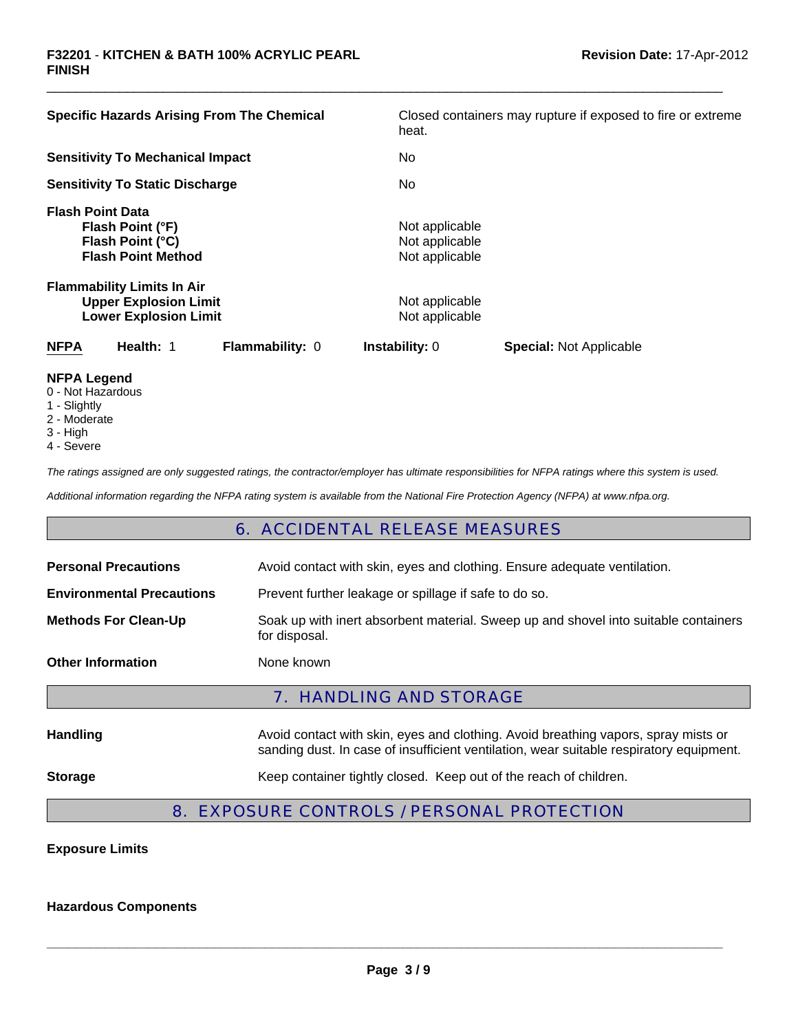| | |
|---|---|
| **Specific Hazards Arising From The Chemical** | Closed containers may rupture if exposed to fire or extreme heat. |
| **Sensitivity To Mechanical Impact** | No |
| **Sensitivity To Static Discharge** | No |

**Flash Point Data**

| | |
|---|---|
| **Flash Point (°F)** | Not applicable |
| **Flash Point (°C)** | Not applicable |
| **Flash Point Method** | Not applicable |

**Flammability Limits In Air**

| | |
|---|---|
| **Upper Explosion Limit** | Not applicable |
| **Lower Explosion Limit** | Not applicable |

| **NFPA** | **Health:** 1 | **Flammability:** 0 | **Instability:** 0 | **Special:** Not Applicable |
|---|---|---|---|---|

**NFPA Legend**

0 - Not Hazardous
1 - Slightly
2 - Moderate
3 - High
4 - Severe

*The ratings assigned are only suggested ratings, the contractor/employer has ultimate responsibilities for NFPA ratings where this system is used.*

*Additional information regarding the NFPA rating system is available from the National Fire Protection Agency (NFPA) at www.nfpa.org.*

## 6. ACCIDENTAL RELEASE MEASURES

| | |
|---|---|
| **Personal Precautions** | Avoid contact with skin, eyes and clothing. Ensure adequate ventilation. |
| **Environmental Precautions** | Prevent further leakage or spillage if safe to do so. |
| **Methods For Clean-Up** | Soak up with inert absorbent material. Sweep up and shovel into suitable containers for disposal. |
| **Other Information** | None known |

## 7. HANDLING AND STORAGE

| | |
|---|---|
| **Handling** | Avoid contact with skin, eyes and clothing. Avoid breathing vapors, spray mists or sanding dust. In case of insufficient ventilation, wear suitable respiratory equipment. |
| **Storage** | Keep container tightly closed. Keep out of the reach of children. |

## 8. EXPOSURE CONTROLS / PERSONAL PROTECTION

**Exposure Limits**

**Hazardous Components**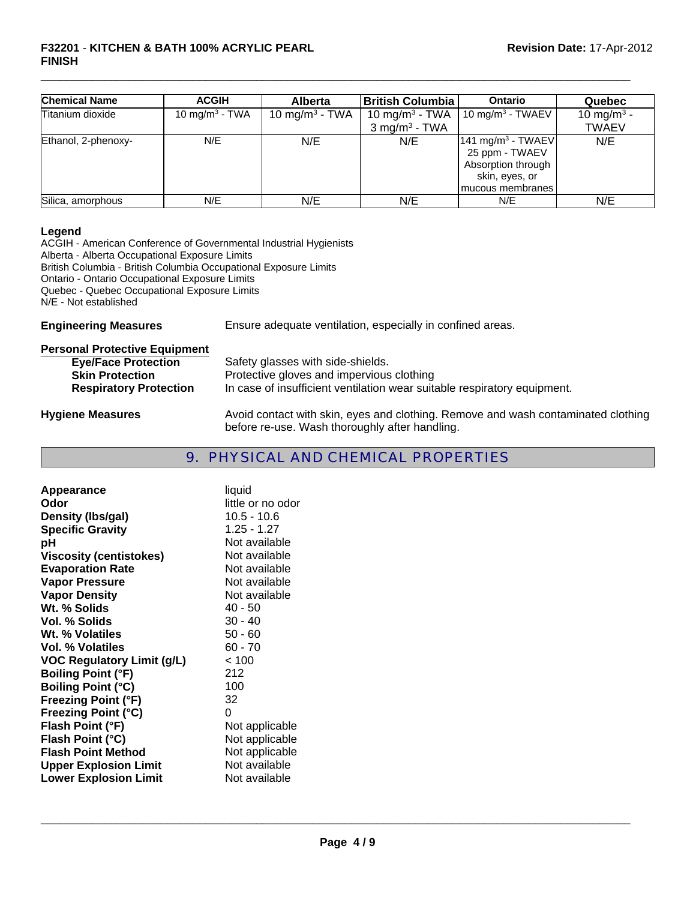| Chemical Name | ACGIH | Alberta | British Columbia | Ontario | Quebec |
|---|---|---|---|---|---|
| Titanium dioxide | 10 $mg/m^3$ - TWA | 10 $mg/m^3$ - TWA | 10 $mg/m^3$ - TWA<br>3 $mg/m^3$ - TWA | 10 $mg/m^3$ - TWAEV | 10 $mg/m^3$ - TWAEV |
| Ethanol, 2-phenoxy- | N/E | N/E | N/E | 141 $mg/m^3$ - TWAEV<br>25 ppm - TWAEV<br>Absorption through skin, eyes, or mucous membranes | N/E |
| Silica, amorphous | N/E | N/E | N/E | N/E | N/E |

**Legend**

ACGIH - American Conference of Governmental Industrial Hygienists
Alberta - Alberta Occupational Exposure Limits
British Columbia - British Columbia Occupational Exposure Limits
Ontario - Ontario Occupational Exposure Limits
Quebec - Quebec Occupational Exposure Limits
N/E - Not established

**Engineering Measures** Ensure adequate ventilation, especially in confined areas.

**Personal Protective Equipment**

- **Eye/Face Protection** Safety glasses with side-shields.
- **Skin Protection** Protective gloves and impervious clothing
- **Respiratory Protection** In case of insufficient ventilation wear suitable respiratory equipment.

**Hygiene Measures** Avoid contact with skin, eyes and clothing. Remove and wash contaminated clothing before re-use. Wash thoroughly after handling.

## 9. PHYSICAL AND CHEMICAL PROPERTIES

| | |
|---|---|
| **Appearance** | liquid |
| **Odor** | little or no odor |
| **Density (lbs/gal)** | 10.5 - 10.6 |
| **Specific Gravity** | 1.25 - 1.27 |
| **pH** | Not available |
| **Viscosity (centistokes)** | Not available |
| **Evaporation Rate** | Not available |
| **Vapor Pressure** | Not available |
| **Vapor Density** | Not available |
| **Wt. % Solids** | 40 - 50 |
| **Vol. % Solids** | 30 - 40 |
| **Wt. % Volatiles** | 50 - 60 |
| **Vol. % Volatiles** | 60 - 70 |
| **VOC Regulatory Limit (g/L)** | < 100 |
| **Boiling Point (°F)** | 212 |
| **Boiling Point (°C)** | 100 |
| **Freezing Point (°F)** | 32 |
| **Freezing Point (°C)** | 0 |
| **Flash Point (°F)** | Not applicable |
| **Flash Point (°C)** | Not applicable |
| **Flash Point Method** | Not applicable |
| **Upper Explosion Limit** | Not available |
| **Lower Explosion Limit** | Not available |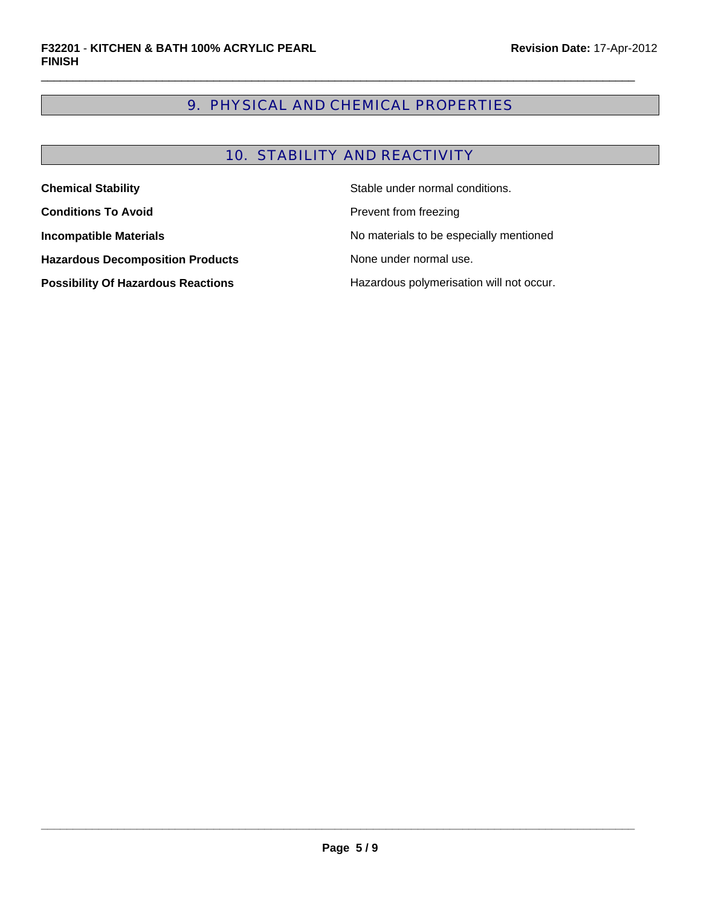## 9. PHYSICAL AND CHEMICAL PROPERTIES

## 10. STABILITY AND REACTIVITY

| | |
|---|---|
| **Chemical Stability** | Stable under normal conditions. |
| **Conditions To Avoid** | Prevent from freezing |
| **Incompatible Materials** | No materials to be especially mentioned |
| **Hazardous Decomposition Products** | None under normal use. |
| **Possibility Of Hazardous Reactions** | Hazardous polymerisation will not occur. |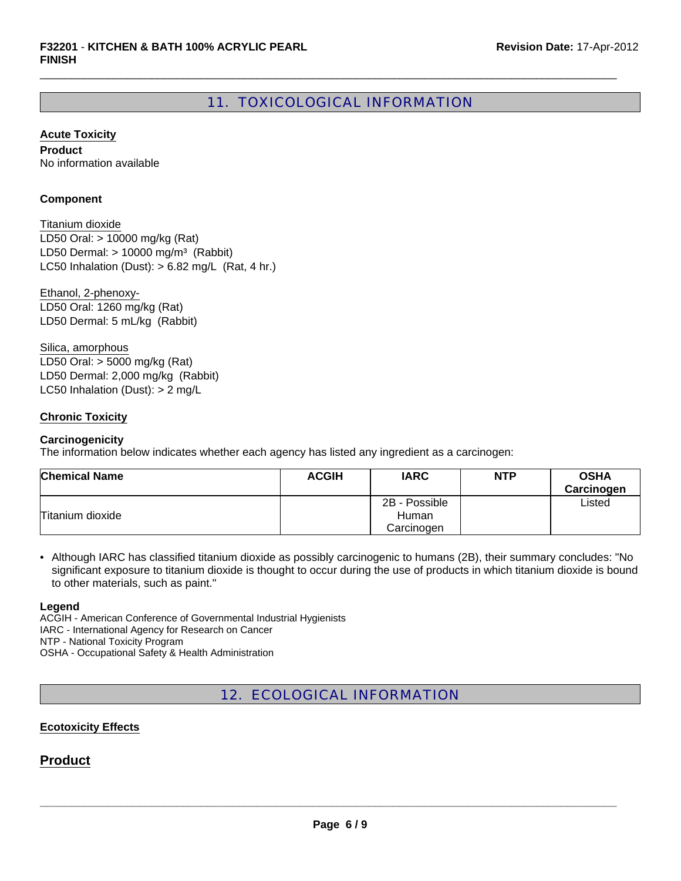## 11. TOXICOLOGICAL INFORMATION

### Acute Toxicity

**Product**

No information available

**Component**

Titanium dioxide
LD50 Oral: > 10000 mg/kg (Rat)
LD50 Dermal: > 10000 mg/m³ (Rabbit)
LC50 Inhalation (Dust): > 6.82 mg/L (Rat, 4 hr.)

Ethanol, 2-phenoxy-
LD50 Oral: 1260 mg/kg (Rat)
LD50 Dermal: 5 mL/kg (Rabbit)

Silica, amorphous
LD50 Oral: > 5000 mg/kg (Rat)
LD50 Dermal: 2,000 mg/kg (Rabbit)
LC50 Inhalation (Dust): > 2 mg/L

### Chronic Toxicity

**Carcinogenicity**

The information below indicates whether each agency has listed any ingredient as a carcinogen:

| Chemical Name | ACGIH | IARC | NTP | OSHA Carcinogen |
|---|---|---|---|---|
| Titanium dioxide | | 2B - Possible Human Carcinogen | | Listed |

- Although IARC has classified titanium dioxide as possibly carcinogenic to humans (2B), their summary concludes: "No significant exposure to titanium dioxide is thought to occur during the use of products in which titanium dioxide is bound to other materials, such as paint."

**Legend**

ACGIH - American Conference of Governmental Industrial Hygienists
IARC - International Agency for Research on Cancer
NTP - National Toxicity Program
OSHA - Occupational Safety & Health Administration

## 12. ECOLOGICAL INFORMATION

### Ecotoxicity Effects

### Product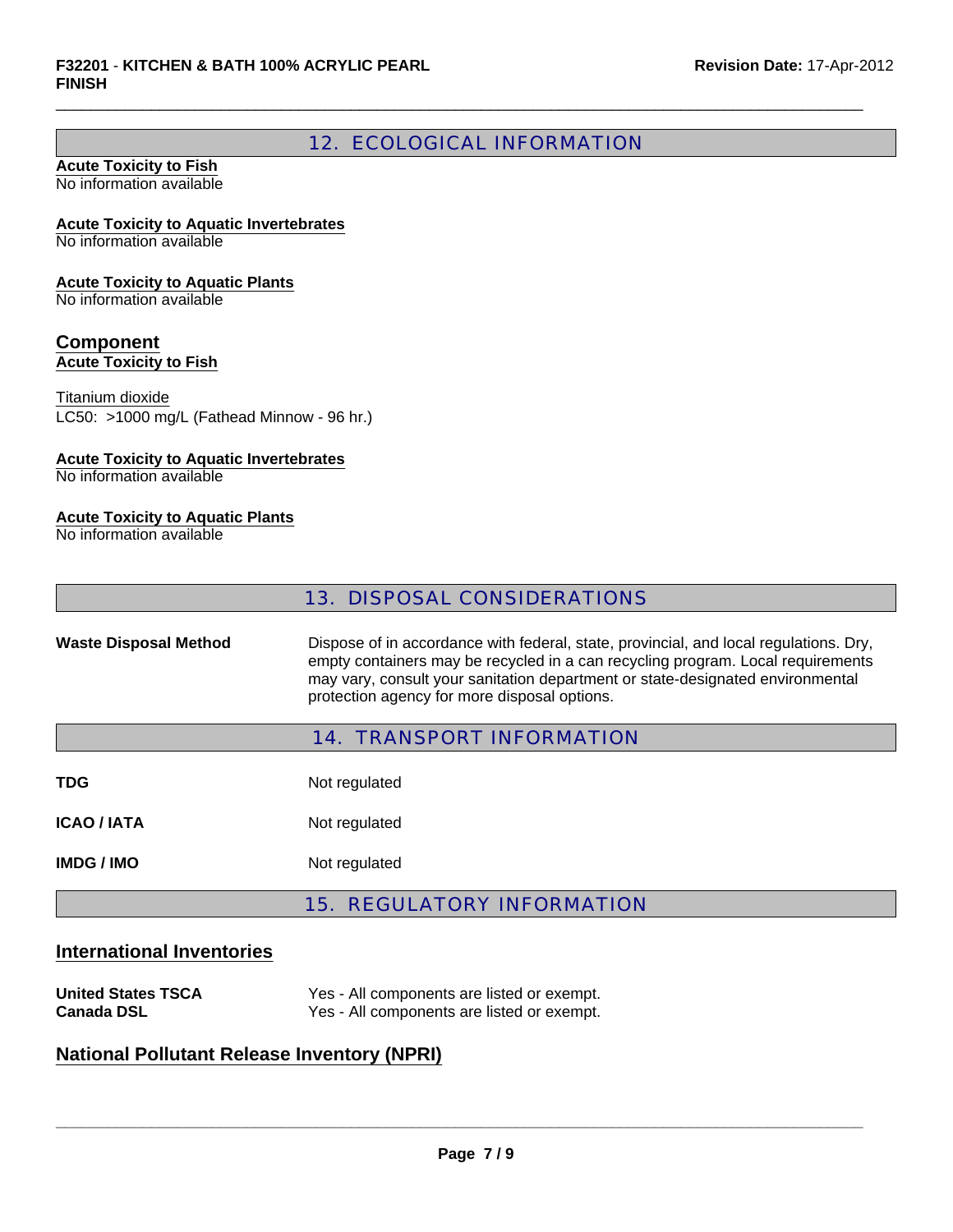## 12. ECOLOGICAL INFORMATION

**Acute Toxicity to Fish**
No information available

**Acute Toxicity to Aquatic Invertebrates**
No information available

**Acute Toxicity to Aquatic Plants**
No information available

### Component

**Acute Toxicity to Fish**

Titanium dioxide
LC50: >1000 mg/L (Fathead Minnow - 96 hr.)

**Acute Toxicity to Aquatic Invertebrates**
No information available

**Acute Toxicity to Aquatic Plants**
No information available

## 13. DISPOSAL CONSIDERATIONS

**Waste Disposal Method** Dispose of in accordance with federal, state, provincial, and local regulations. Dry, empty containers may be recycled in a can recycling program. Local requirements may vary, consult your sanitation department or state-designated environmental protection agency for more disposal options.

## 14. TRANSPORT INFORMATION

| | |
|---|---|
| **TDG** | Not regulated |
| **ICAO / IATA** | Not regulated |
| **IMDG / IMO** | Not regulated |

## 15. REGULATORY INFORMATION

### International Inventories

| | |
|---|---|
| **United States TSCA** | Yes - All components are listed or exempt. |
| **Canada DSL** | Yes - All components are listed or exempt. |

### National Pollutant Release Inventory (NPRI)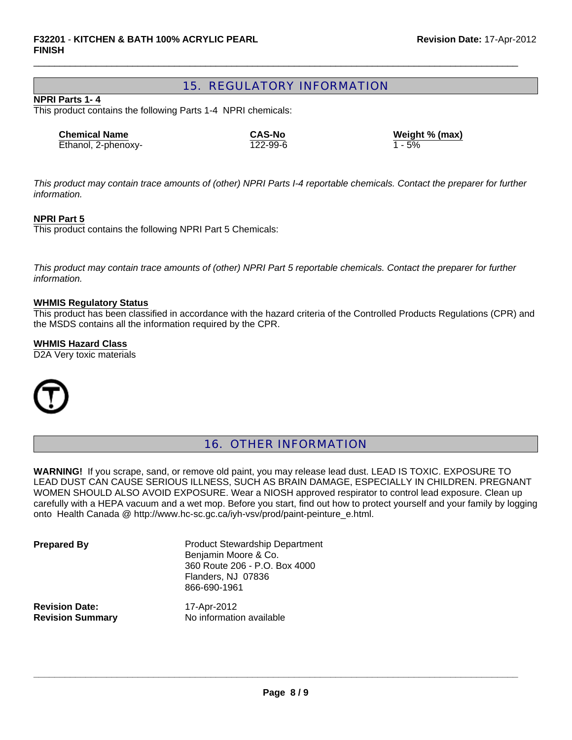## 15. REGULATORY INFORMATION

**NPRI Parts 1- 4**

This product contains the following Parts 1-4 NPRI chemicals:

| Chemical Name | CAS-No | Weight % (max) |
|---|---|---|
| Ethanol, 2-phenoxy- | 122-99-6 | 1 - 5% |

*This product may contain trace amounts of (other) NPRI Parts I-4 reportable chemicals. Contact the preparer for further information.*

**NPRI Part 5**

This product contains the following NPRI Part 5 Chemicals:

*This product may contain trace amounts of (other) NPRI Part 5 reportable chemicals. Contact the preparer for further information.*

**WHMIS Regulatory Status**

This product has been classified in accordance with the hazard criteria of the Controlled Products Regulations (CPR) and the MSDS contains all the information required by the CPR.

**WHMIS Hazard Class**

D2A Very toxic materials

## 16. OTHER INFORMATION

**WARNING!** If you scrape, sand, or remove old paint, you may release lead dust. LEAD IS TOXIC. EXPOSURE TO LEAD DUST CAN CAUSE SERIOUS ILLNESS, SUCH AS BRAIN DAMAGE, ESPECIALLY IN CHILDREN. PREGNANT WOMEN SHOULD ALSO AVOID EXPOSURE. Wear a NIOSH approved respirator to control lead exposure. Clean up carefully with a HEPA vacuum and a wet mop. Before you start, find out how to protect yourself and your family by logging onto Health Canada @ http://www.hc-sc.gc.ca/iyh-vsv/prod/paint-peinture_e.html.

**Prepared By**

Product Stewardship Department
Benjamin Moore & Co.
360 Route 206 - P.O. Box 4000
Flanders, NJ 07836
866-690-1961

**Revision Date:** 17-Apr-2012

**Revision Summary** No information available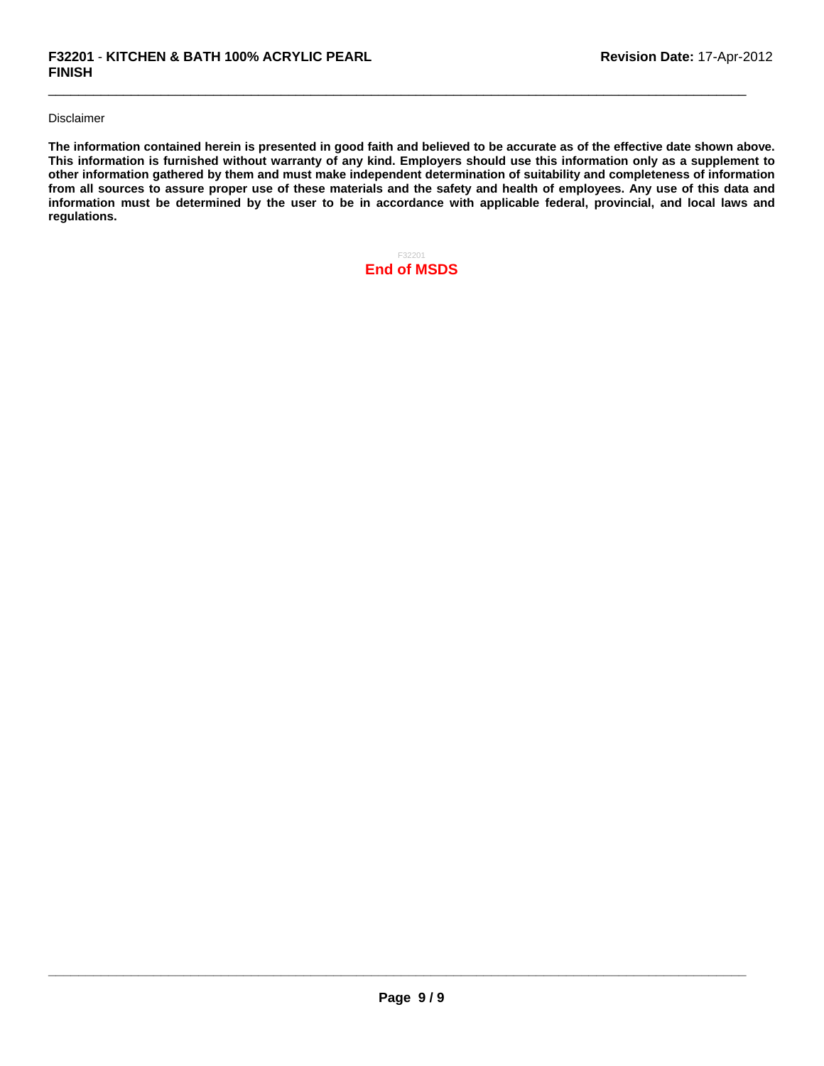Disclaimer

**The information contained herein is presented in good faith and believed to be accurate as of the effective date shown above. This information is furnished without warranty of any kind. Employers should use this information only as a supplement to other information gathered by them and must make independent determination of suitability and completeness of information from all sources to assure proper use of these materials and the safety and health of employees. Any use of this data and information must be determined by the user to be in accordance with applicable federal, provincial, and local laws and regulations.**

F32201

**End of MSDS**